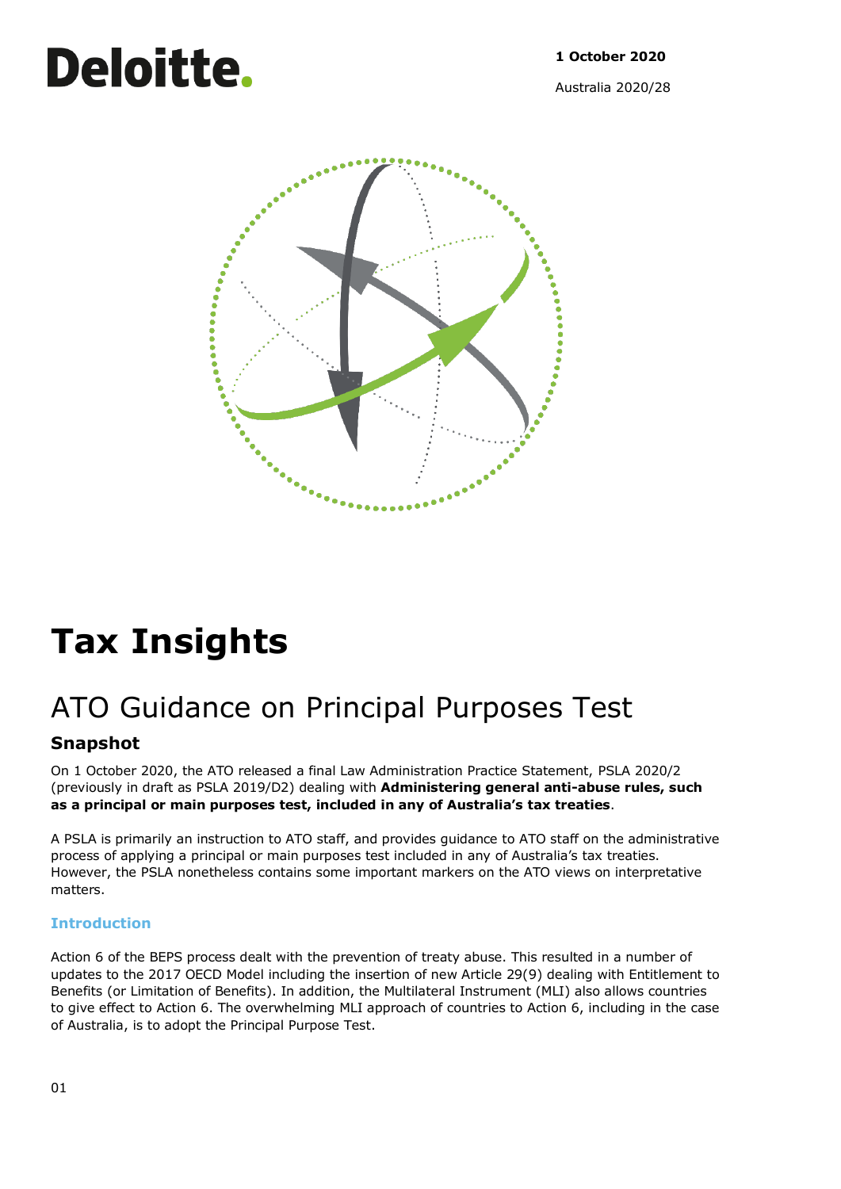Deloitte.

**1 October 2020**

Australia 2020/28

# Tax Insights

## ATO Guidance on Principal Purposes Test

### Snapshot

On 1 October 2020, the ATO released a final Law Administration Practice Statement, PSLA 2020/2 (previously in draft as PSLA 2019/D2) dealing with **Administering general anti-abuse rules, such as a principal or main purposes test, included in any of Australia's tax treaties**.

A PSLA is primarily an instruction to ATO staff, and provides guidance to ATO staff on the administrative process of applying a principal or main purposes test included in any of Australia's tax treaties. However, the PSLA nonetheless contains some important markers on the ATO views on interpretative matters.

#### Introduction

Action 6 of the BEPS process dealt with the prevention of treaty abuse. This resulted in a number of updates to the 2017 OECD Model including the insertion of new Article 29(9) dealing with Entitlement to Benefits (or Limitation of Benefits). In addition, the Multilateral Instrument (MLI) also allows countries to give effect to Action 6. The overwhelming MLI approach of countries to Action 6, including in the case of Australia, is to adopt the Principal Purpose Test.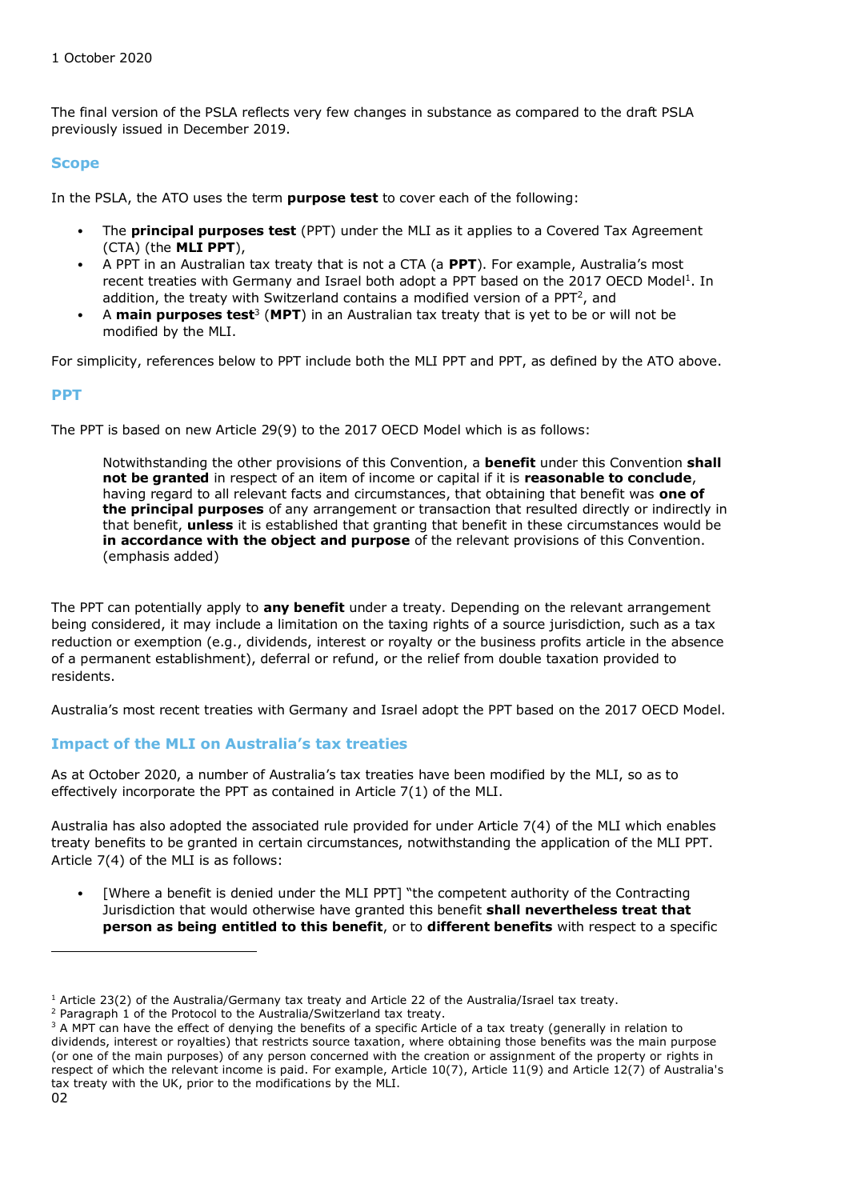1 October 2020

The final version of the PSLA reflects very few changes in substance as compared to the draft PSLA previously issued in December 2019.

## Scope

In the PSLA, the ATO uses the term **purpose test** to cover each of the following:

- The **principal purposes test** (PPT) under the MLI as it applies to a Covered Tax Agreement (CTA) (the **MLI PPT**),
- A PPT in an Australian tax treaty that is not a CTA (a **PPT**). For example, Australia's most recent treaties with Germany and Israel both adopt a PPT based on the 2017 OECD Model[1]. In addition, the treaty with Switzerland contains a modified version of a PPT[2], and
- A **main purposes test**[3] (**MPT**) in an Australian tax treaty that is yet to be or will not be modified by the MLI.

For simplicity, references below to PPT include both the MLI PPT and PPT, as defined by the ATO above.

## PPT

The PPT is based on new Article 29(9) to the 2017 OECD Model which is as follows:

> Notwithstanding the other provisions of this Convention, a **benefit** under this Convention **shall not be granted** in respect of an item of income or capital if it is **reasonable to conclude**, having regard to all relevant facts and circumstances, that obtaining that benefit was **one of the principal purposes** of any arrangement or transaction that resulted directly or indirectly in that benefit, **unless** it is established that granting that benefit in these circumstances would be **in accordance with the object and purpose** of the relevant provisions of this Convention. (emphasis added)

The PPT can potentially apply to **any benefit** under a treaty. Depending on the relevant arrangement being considered, it may include a limitation on the taxing rights of a source jurisdiction, such as a tax reduction or exemption (e.g., dividends, interest or royalty or the business profits article in the absence of a permanent establishment), deferral or refund, or the relief from double taxation provided to residents.

Australia's most recent treaties with Germany and Israel adopt the PPT based on the 2017 OECD Model.

## Impact of the MLI on Australia's tax treaties

As at October 2020, a number of Australia's tax treaties have been modified by the MLI, so as to effectively incorporate the PPT as contained in Article 7(1) of the MLI.

Australia has also adopted the associated rule provided for under Article 7(4) of the MLI which enables treaty benefits to be granted in certain circumstances, notwithstanding the application of the MLI PPT. Article 7(4) of the MLI is as follows:

- [Where a benefit is denied under the MLI PPT] "the competent authority of the Contracting Jurisdiction that would otherwise have granted this benefit **shall nevertheless treat that person as being entitled to this benefit**, or to **different benefits** with respect to a specific

---

[1] Article 23(2) of the Australia/Germany tax treaty and Article 22 of the Australia/Israel tax treaty.

[2] Paragraph 1 of the Protocol to the Australia/Switzerland tax treaty.

[3] A MPT can have the effect of denying the benefits of a specific Article of a tax treaty (generally in relation to dividends, interest or royalties) that restricts source taxation, where obtaining those benefits was the main purpose (or one of the main purposes) of any person concerned with the creation or assignment of the property or rights in respect of which the relevant income is paid. For example, Article 10(7), Article 11(9) and Article 12(7) of Australia's tax treaty with the UK, prior to the modifications by the MLI.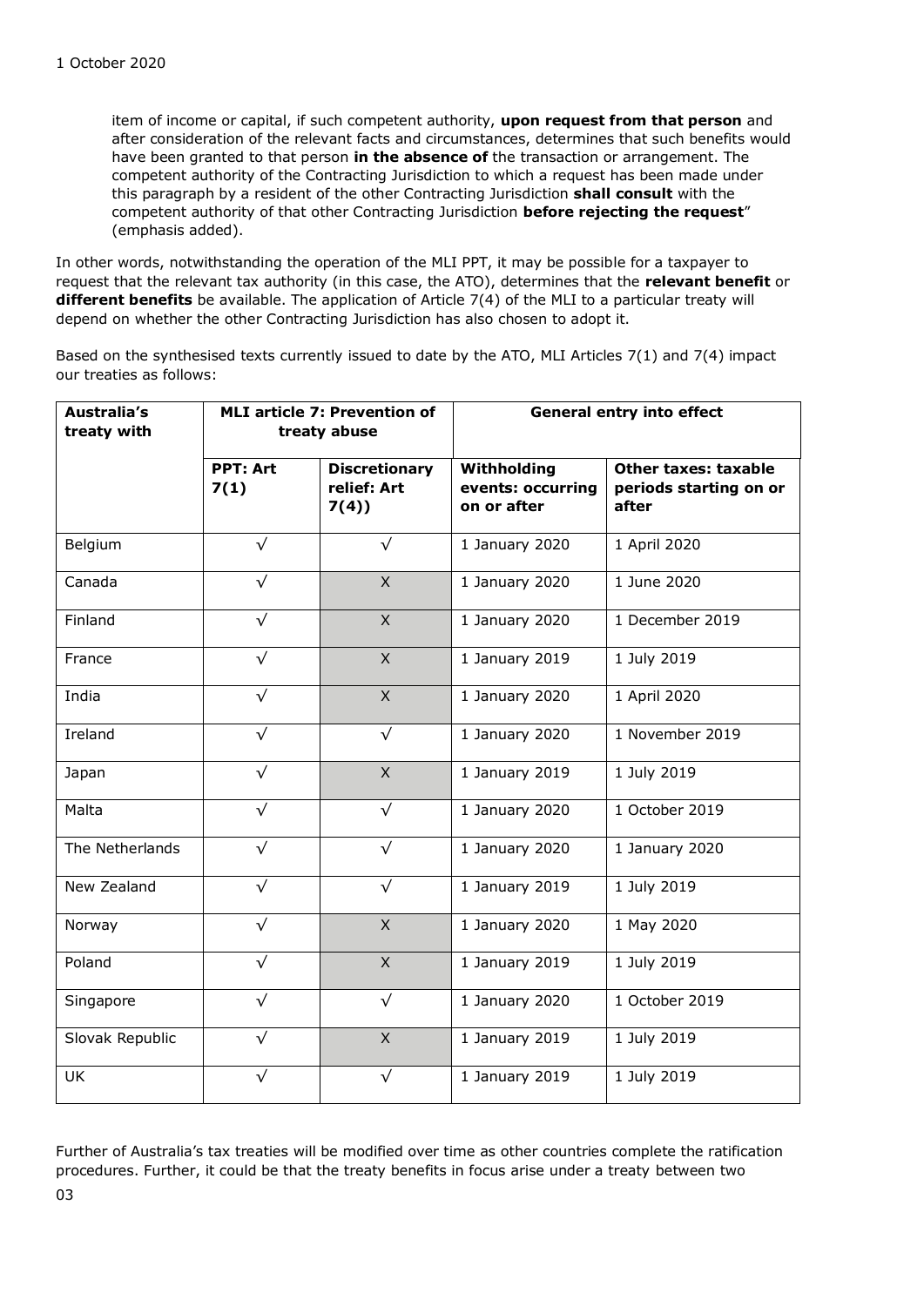item of income or capital, if such competent authority, **upon request from that person** and after consideration of the relevant facts and circumstances, determines that such benefits would have been granted to that person **in the absence of** the transaction or arrangement. The competent authority of the Contracting Jurisdiction to which a request has been made under this paragraph by a resident of the other Contracting Jurisdiction **shall consult** with the competent authority of that other Contracting Jurisdiction **before rejecting the request**" (emphasis added).

In other words, notwithstanding the operation of the MLI PPT, it may be possible for a taxpayer to request that the relevant tax authority (in this case, the ATO), determines that the **relevant benefit** or **different benefits** be available. The application of Article 7(4) of the MLI to a particular treaty will depend on whether the other Contracting Jurisdiction has also chosen to adopt it.

Based on the synthesised texts currently issued to date by the ATO, MLI Articles 7(1) and 7(4) impact our treaties as follows:

| Australia's treaty with | MLI article 7: Prevention of treaty abuse | | General entry into effect | |
|---|---|---|---|---|
| | **PPT: Art 7(1)** | **Discretionary relief: Art 7(4))** | **Withholding events: occurring on or after** | **Other taxes: taxable periods starting on or after** |
| Belgium | √ | √ | 1 January 2020 | 1 April 2020 |
| Canada | √ | X | 1 January 2020 | 1 June 2020 |
| Finland | √ | X | 1 January 2020 | 1 December 2019 |
| France | √ | X | 1 January 2019 | 1 July 2019 |
| India | √ | X | 1 January 2020 | 1 April 2020 |
| Ireland | √ | √ | 1 January 2020 | 1 November 2019 |
| Japan | √ | X | 1 January 2019 | 1 July 2019 |
| Malta | √ | √ | 1 January 2020 | 1 October 2019 |
| The Netherlands | √ | √ | 1 January 2020 | 1 January 2020 |
| New Zealand | √ | √ | 1 January 2019 | 1 July 2019 |
| Norway | √ | X | 1 January 2020 | 1 May 2020 |
| Poland | √ | X | 1 January 2019 | 1 July 2019 |
| Singapore | √ | √ | 1 January 2020 | 1 October 2019 |
| Slovak Republic | √ | X | 1 January 2019 | 1 July 2019 |
| UK | √ | √ | 1 January 2019 | 1 July 2019 |

Further of Australia's tax treaties will be modified over time as other countries complete the ratification procedures. Further, it could be that the treaty benefits in focus arise under a treaty between two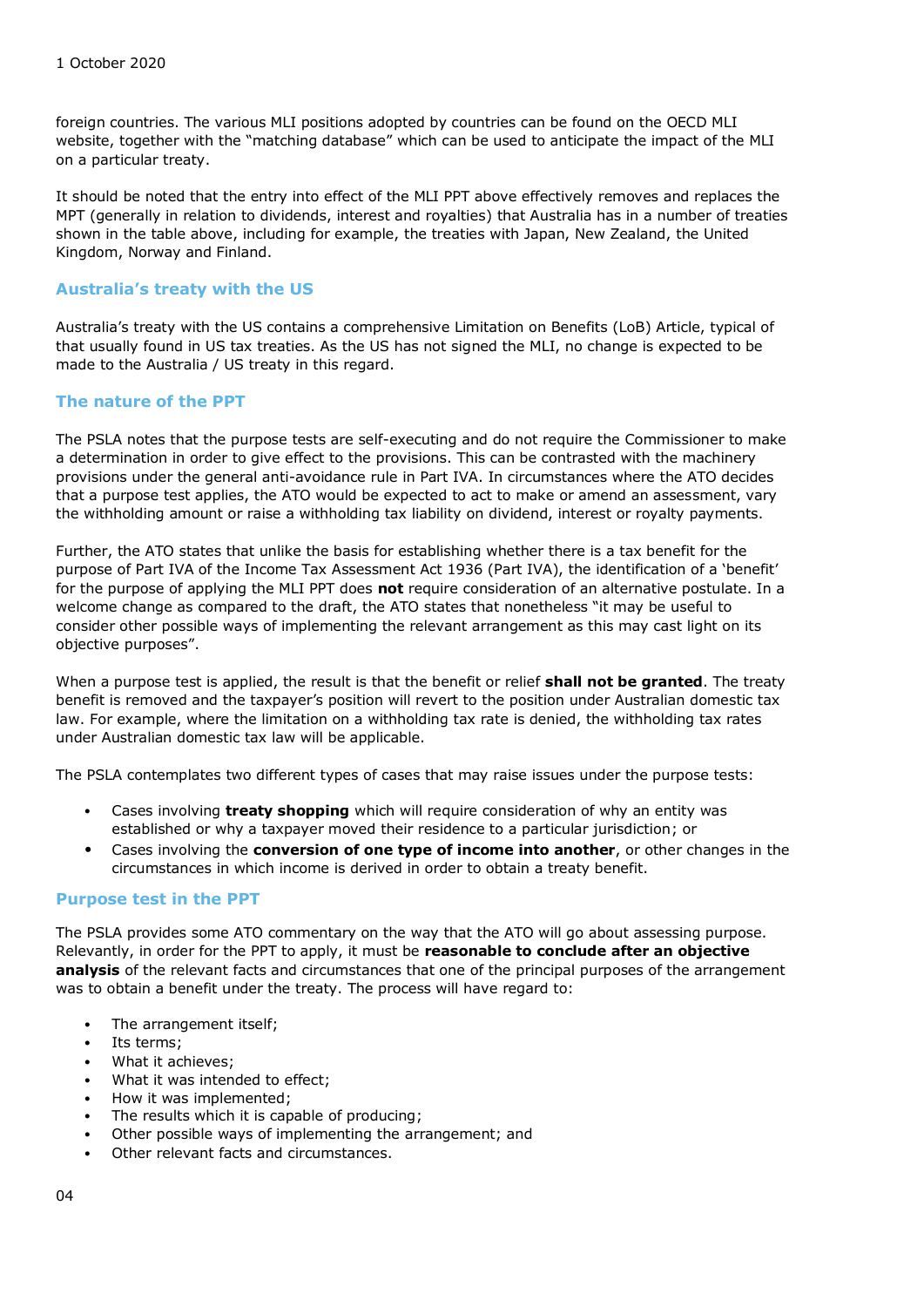foreign countries. The various MLI positions adopted by countries can be found on the OECD MLI website, together with the "matching database" which can be used to anticipate the impact of the MLI on a particular treaty.

It should be noted that the entry into effect of the MLI PPT above effectively removes and replaces the MPT (generally in relation to dividends, interest and royalties) that Australia has in a number of treaties shown in the table above, including for example, the treaties with Japan, New Zealand, the United Kingdom, Norway and Finland.

## Australia's treaty with the US

Australia's treaty with the US contains a comprehensive Limitation on Benefits (LoB) Article, typical of that usually found in US tax treaties. As the US has not signed the MLI, no change is expected to be made to the Australia / US treaty in this regard.

## The nature of the PPT

The PSLA notes that the purpose tests are self-executing and do not require the Commissioner to make a determination in order to give effect to the provisions. This can be contrasted with the machinery provisions under the general anti-avoidance rule in Part IVA. In circumstances where the ATO decides that a purpose test applies, the ATO would be expected to act to make or amend an assessment, vary the withholding amount or raise a withholding tax liability on dividend, interest or royalty payments.

Further, the ATO states that unlike the basis for establishing whether there is a tax benefit for the purpose of Part IVA of the Income Tax Assessment Act 1936 (Part IVA), the identification of a 'benefit' for the purpose of applying the MLI PPT does **not** require consideration of an alternative postulate. In a welcome change as compared to the draft, the ATO states that nonetheless "it may be useful to consider other possible ways of implementing the relevant arrangement as this may cast light on its objective purposes".

When a purpose test is applied, the result is that the benefit or relief **shall not be granted**. The treaty benefit is removed and the taxpayer's position will revert to the position under Australian domestic tax law. For example, where the limitation on a withholding tax rate is denied, the withholding tax rates under Australian domestic tax law will be applicable.

The PSLA contemplates two different types of cases that may raise issues under the purpose tests:

- Cases involving **treaty shopping** which will require consideration of why an entity was established or why a taxpayer moved their residence to a particular jurisdiction; or
- Cases involving the **conversion of one type of income into another**, or other changes in the circumstances in which income is derived in order to obtain a treaty benefit.

## Purpose test in the PPT

The PSLA provides some ATO commentary on the way that the ATO will go about assessing purpose. Relevantly, in order for the PPT to apply, it must be **reasonable to conclude after an objective analysis** of the relevant facts and circumstances that one of the principal purposes of the arrangement was to obtain a benefit under the treaty. The process will have regard to:

- The arrangement itself;
- Its terms;
- What it achieves;
- What it was intended to effect;
- How it was implemented;
- The results which it is capable of producing;
- Other possible ways of implementing the arrangement; and
- Other relevant facts and circumstances.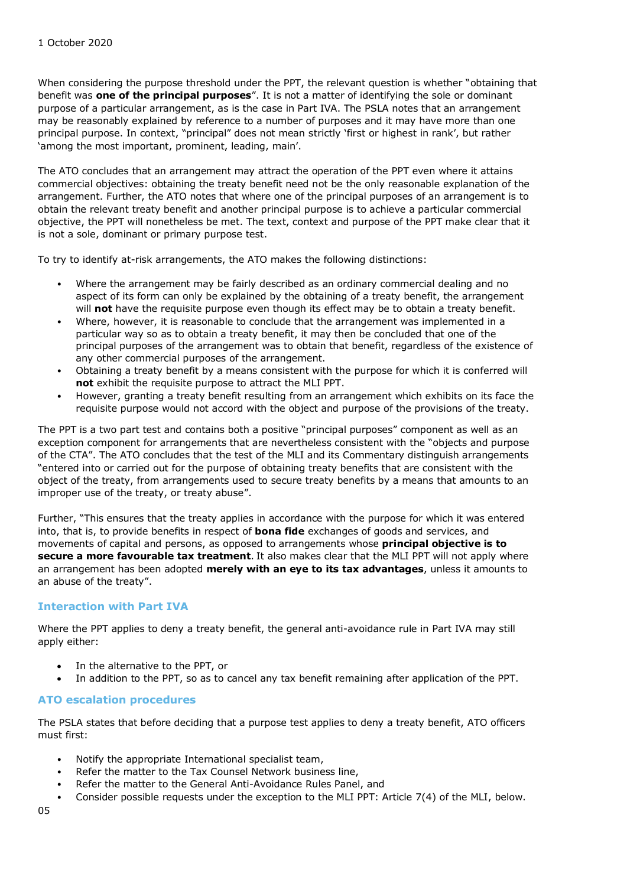When considering the purpose threshold under the PPT, the relevant question is whether "obtaining that benefit was **one of the principal purposes**". It is not a matter of identifying the sole or dominant purpose of a particular arrangement, as is the case in Part IVA. The PSLA notes that an arrangement may be reasonably explained by reference to a number of purposes and it may have more than one principal purpose. In context, "principal" does not mean strictly 'first or highest in rank', but rather 'among the most important, prominent, leading, main'.

The ATO concludes that an arrangement may attract the operation of the PPT even where it attains commercial objectives: obtaining the treaty benefit need not be the only reasonable explanation of the arrangement. Further, the ATO notes that where one of the principal purposes of an arrangement is to obtain the relevant treaty benefit and another principal purpose is to achieve a particular commercial objective, the PPT will nonetheless be met. The text, context and purpose of the PPT make clear that it is not a sole, dominant or primary purpose test.

To try to identify at-risk arrangements, the ATO makes the following distinctions:

- Where the arrangement may be fairly described as an ordinary commercial dealing and no aspect of its form can only be explained by the obtaining of a treaty benefit, the arrangement will **not** have the requisite purpose even though its effect may be to obtain a treaty benefit.
- Where, however, it is reasonable to conclude that the arrangement was implemented in a particular way so as to obtain a treaty benefit, it may then be concluded that one of the principal purposes of the arrangement was to obtain that benefit, regardless of the existence of any other commercial purposes of the arrangement.
- Obtaining a treaty benefit by a means consistent with the purpose for which it is conferred will **not** exhibit the requisite purpose to attract the MLI PPT.
- However, granting a treaty benefit resulting from an arrangement which exhibits on its face the requisite purpose would not accord with the object and purpose of the provisions of the treaty.

The PPT is a two part test and contains both a positive "principal purposes" component as well as an exception component for arrangements that are nevertheless consistent with the "objects and purpose of the CTA". The ATO concludes that the test of the MLI and its Commentary distinguish arrangements "entered into or carried out for the purpose of obtaining treaty benefits that are consistent with the object of the treaty, from arrangements used to secure treaty benefits by a means that amounts to an improper use of the treaty, or treaty abuse".

Further, "This ensures that the treaty applies in accordance with the purpose for which it was entered into, that is, to provide benefits in respect of **bona fide** exchanges of goods and services, and movements of capital and persons, as opposed to arrangements whose **principal objective is to secure a more favourable tax treatment**. It also makes clear that the MLI PPT will not apply where an arrangement has been adopted **merely with an eye to its tax advantages**, unless it amounts to an abuse of the treaty".

## Interaction with Part IVA

Where the PPT applies to deny a treaty benefit, the general anti-avoidance rule in Part IVA may still apply either:

- In the alternative to the PPT, or
- In addition to the PPT, so as to cancel any tax benefit remaining after application of the PPT.

## ATO escalation procedures

The PSLA states that before deciding that a purpose test applies to deny a treaty benefit, ATO officers must first:

- Notify the appropriate International specialist team,
- Refer the matter to the Tax Counsel Network business line,
- Refer the matter to the General Anti-Avoidance Rules Panel, and
- Consider possible requests under the exception to the MLI PPT: Article 7(4) of the MLI, below.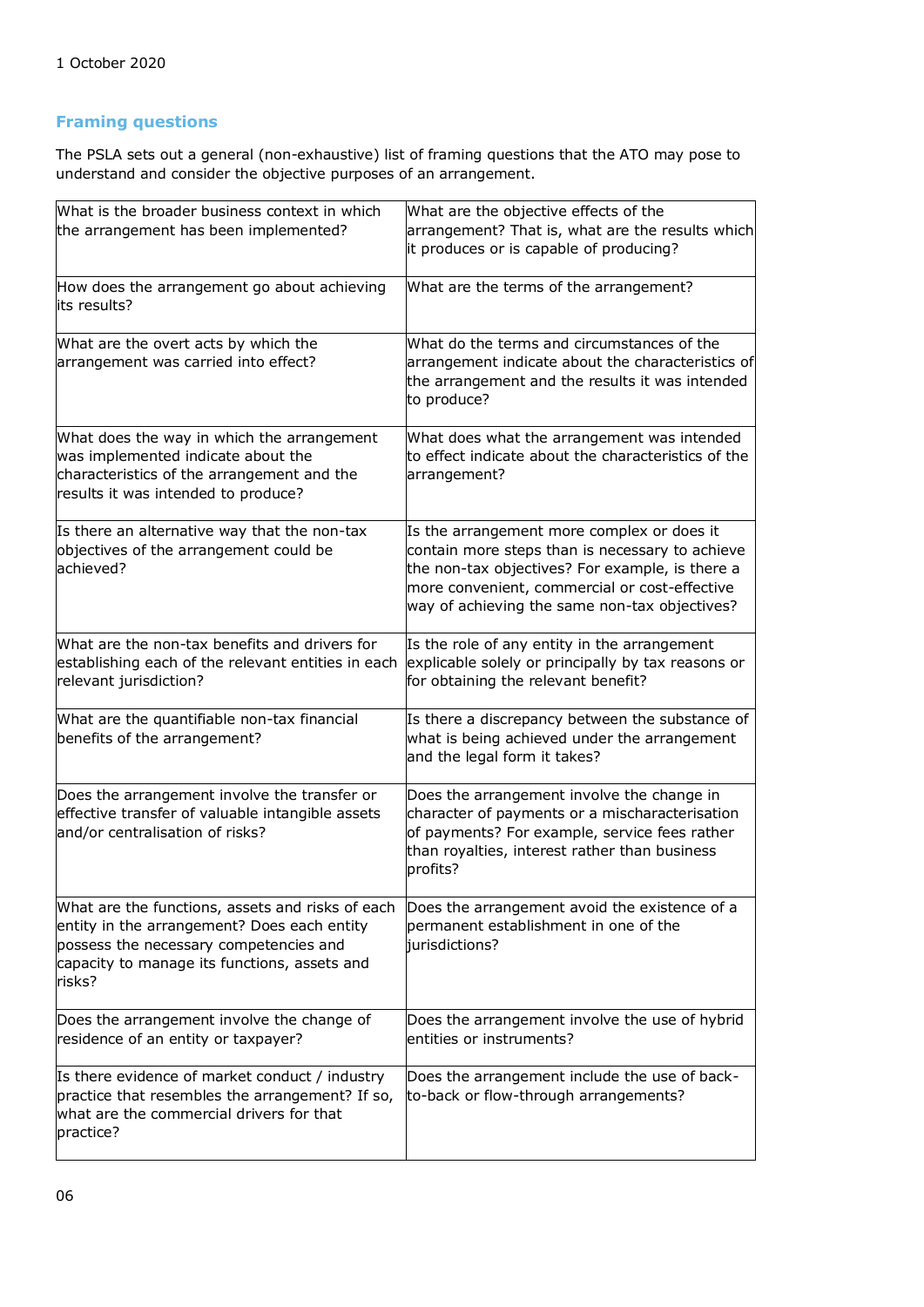## Framing questions

The PSLA sets out a general (non-exhaustive) list of framing questions that the ATO may pose to understand and consider the objective purposes of an arrangement.

| What is the broader business context in which the arrangement has been implemented? | What are the objective effects of the arrangement? That is, what are the results which it produces or is capable of producing? |
|---|---|
| How does the arrangement go about achieving its results? | What are the terms of the arrangement? |
| What are the overt acts by which the arrangement was carried into effect? | What do the terms and circumstances of the arrangement indicate about the characteristics of the arrangement and the results it was intended to produce? |
| What does the way in which the arrangement was implemented indicate about the characteristics of the arrangement and the results it was intended to produce? | What does what the arrangement was intended to effect indicate about the characteristics of the arrangement? |
| Is there an alternative way that the non-tax objectives of the arrangement could be achieved? | Is the arrangement more complex or does it contain more steps than is necessary to achieve the non-tax objectives? For example, is there a more convenient, commercial or cost-effective way of achieving the same non-tax objectives? |
| What are the non-tax benefits and drivers for establishing each of the relevant entities in each relevant jurisdiction? | Is the role of any entity in the arrangement explicable solely or principally by tax reasons or for obtaining the relevant benefit? |
| What are the quantifiable non-tax financial benefits of the arrangement? | Is there a discrepancy between the substance of what is being achieved under the arrangement and the legal form it takes? |
| Does the arrangement involve the transfer or effective transfer of valuable intangible assets and/or centralisation of risks? | Does the arrangement involve the change in character of payments or a mischaracterisation of payments? For example, service fees rather than royalties, interest rather than business profits? |
| What are the functions, assets and risks of each entity in the arrangement? Does each entity possess the necessary competencies and capacity to manage its functions, assets and risks? | Does the arrangement avoid the existence of a permanent establishment in one of the jurisdictions? |
| Does the arrangement involve the change of residence of an entity or taxpayer? | Does the arrangement involve the use of hybrid entities or instruments? |
| Is there evidence of market conduct / industry practice that resembles the arrangement? If so, what are the commercial drivers for that practice? | Does the arrangement include the use of back-to-back or flow-through arrangements? |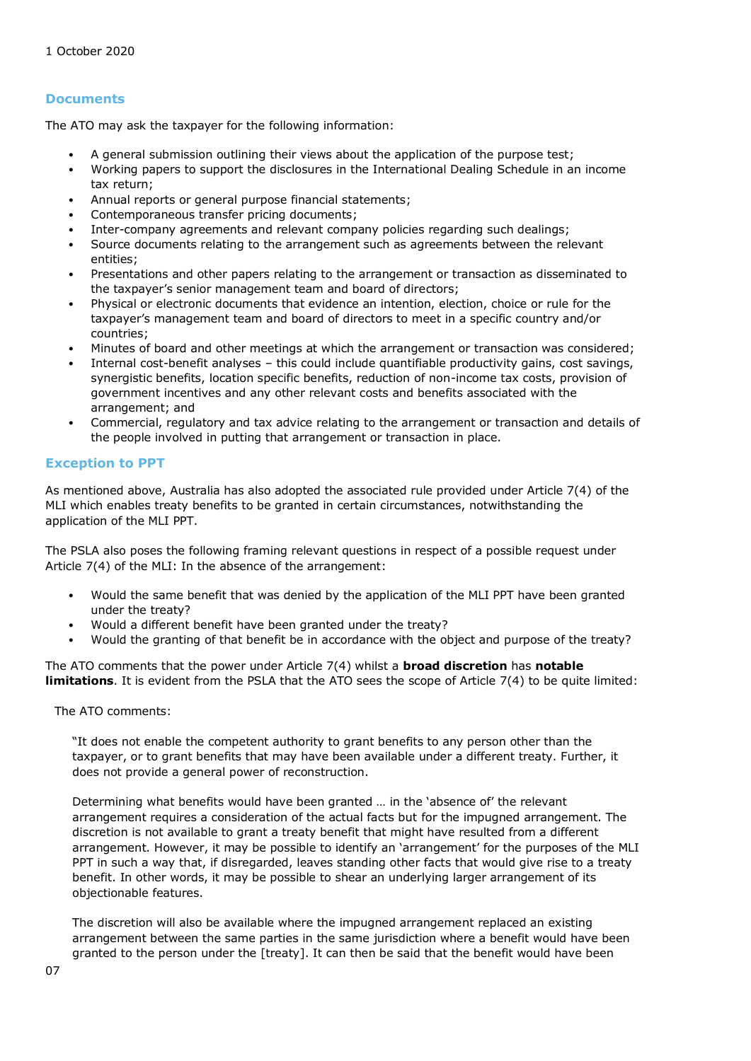## Documents

The ATO may ask the taxpayer for the following information:

- A general submission outlining their views about the application of the purpose test;
- Working papers to support the disclosures in the International Dealing Schedule in an income tax return;
- Annual reports or general purpose financial statements;
- Contemporaneous transfer pricing documents;
- Inter-company agreements and relevant company policies regarding such dealings;
- Source documents relating to the arrangement such as agreements between the relevant entities;
- Presentations and other papers relating to the arrangement or transaction as disseminated to the taxpayer's senior management team and board of directors;
- Physical or electronic documents that evidence an intention, election, choice or rule for the taxpayer's management team and board of directors to meet in a specific country and/or countries;
- Minutes of board and other meetings at which the arrangement or transaction was considered;
- Internal cost-benefit analyses – this could include quantifiable productivity gains, cost savings, synergistic benefits, location specific benefits, reduction of non-income tax costs, provision of government incentives and any other relevant costs and benefits associated with the arrangement; and
- Commercial, regulatory and tax advice relating to the arrangement or transaction and details of the people involved in putting that arrangement or transaction in place.

## Exception to PPT

As mentioned above, Australia has also adopted the associated rule provided under Article 7(4) of the MLI which enables treaty benefits to be granted in certain circumstances, notwithstanding the application of the MLI PPT.

The PSLA also poses the following framing relevant questions in respect of a possible request under Article 7(4) of the MLI: In the absence of the arrangement:

- Would the same benefit that was denied by the application of the MLI PPT have been granted under the treaty?
- Would a different benefit have been granted under the treaty?
- Would the granting of that benefit be in accordance with the object and purpose of the treaty?

The ATO comments that the power under Article 7(4) whilst a **broad discretion** has **notable limitations**. It is evident from the PSLA that the ATO sees the scope of Article 7(4) to be quite limited:

The ATO comments:

> "It does not enable the competent authority to grant benefits to any person other than the taxpayer, or to grant benefits that may have been available under a different treaty. Further, it does not provide a general power of reconstruction.
>
> Determining what benefits would have been granted … in the 'absence of' the relevant arrangement requires a consideration of the actual facts but for the impugned arrangement. The discretion is not available to grant a treaty benefit that might have resulted from a different arrangement. However, it may be possible to identify an 'arrangement' for the purposes of the MLI PPT in such a way that, if disregarded, leaves standing other facts that would give rise to a treaty benefit. In other words, it may be possible to shear an underlying larger arrangement of its objectionable features.
>
> The discretion will also be available where the impugned arrangement replaced an existing arrangement between the same parties in the same jurisdiction where a benefit would have been granted to the person under the [treaty]. It can then be said that the benefit would have been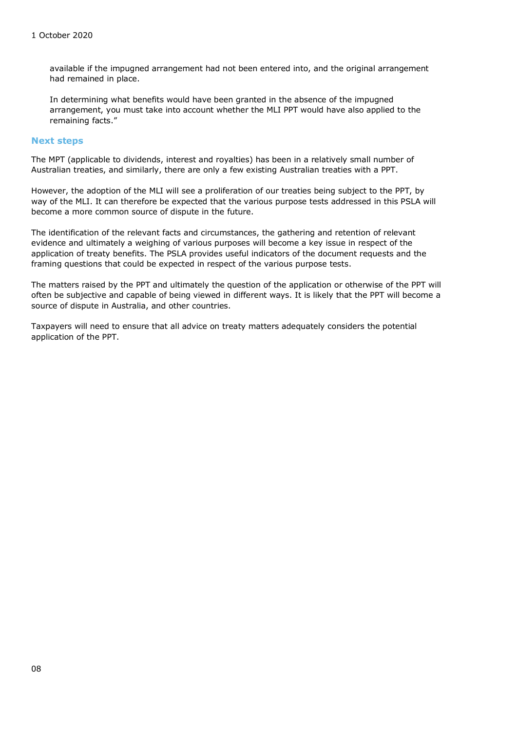> available if the impugned arrangement had not been entered into, and the original arrangement had remained in place.
>
> In determining what benefits would have been granted in the absence of the impugned arrangement, you must take into account whether the MLI PPT would have also applied to the remaining facts."

## Next steps

The MPT (applicable to dividends, interest and royalties) has been in a relatively small number of Australian treaties, and similarly, there are only a few existing Australian treaties with a PPT.

However, the adoption of the MLI will see a proliferation of our treaties being subject to the PPT, by way of the MLI. It can therefore be expected that the various purpose tests addressed in this PSLA will become a more common source of dispute in the future.

The identification of the relevant facts and circumstances, the gathering and retention of relevant evidence and ultimately a weighing of various purposes will become a key issue in respect of the application of treaty benefits. The PSLA provides useful indicators of the document requests and the framing questions that could be expected in respect of the various purpose tests.

The matters raised by the PPT and ultimately the question of the application or otherwise of the PPT will often be subjective and capable of being viewed in different ways. It is likely that the PPT will become a source of dispute in Australia, and other countries.

Taxpayers will need to ensure that all advice on treaty matters adequately considers the potential application of the PPT.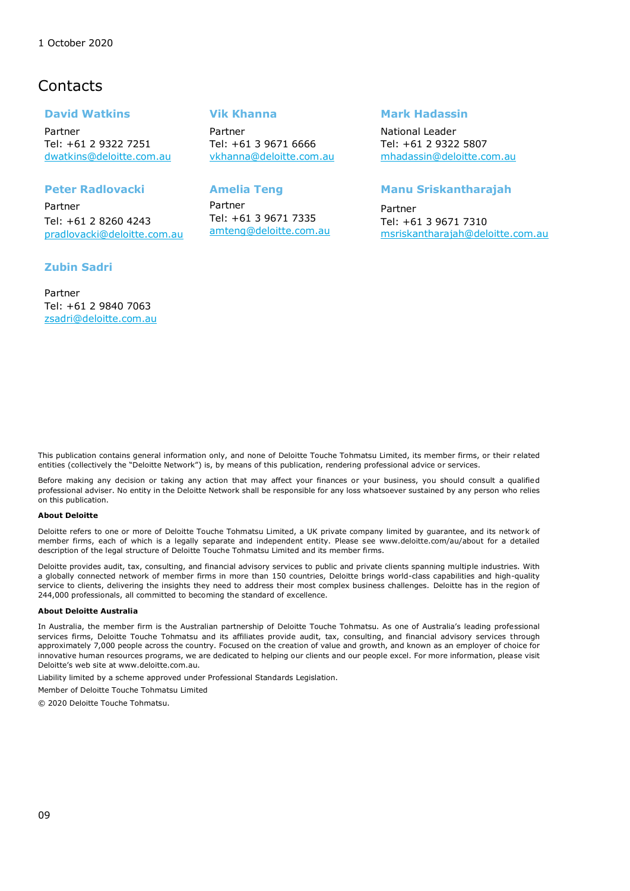1 October 2020

# Contacts

### David Watkins

Partner
Tel: +61 2 9322 7251
dwatkins@deloitte.com.au

### Vik Khanna

Partner
Tel: +61 3 9671 6666
vkhanna@deloitte.com.au

### Mark Hadassin

National Leader
Tel: +61 2 9322 5807
mhadassin@deloitte.com.au

### Peter Radlovacki

Partner
Tel: +61 2 8260 4243
pradlovacki@deloitte.com.au

### Amelia Teng

Partner
Tel: +61 3 9671 7335
amteng@deloitte.com.au

### Manu Sriskantharajah

Partner
Tel: +61 3 9671 7310
msriskantharajah@deloitte.com.au

### Zubin Sadri

Partner
Tel: +61 2 9840 7063
zsadri@deloitte.com.au

This publication contains general information only, and none of Deloitte Touche Tohmatsu Limited, its member firms, or their related entities (collectively the "Deloitte Network") is, by means of this publication, rendering professional advice or services.

Before making any decision or taking any action that may affect your finances or your business, you should consult a qualified professional adviser. No entity in the Deloitte Network shall be responsible for any loss whatsoever sustained by any person who relies on this publication.

**About Deloitte**

Deloitte refers to one or more of Deloitte Touche Tohmatsu Limited, a UK private company limited by guarantee, and its network of member firms, each of which is a legally separate and independent entity. Please see www.deloitte.com/au/about for a detailed description of the legal structure of Deloitte Touche Tohmatsu Limited and its member firms.

Deloitte provides audit, tax, consulting, and financial advisory services to public and private clients spanning multiple industries. With a globally connected network of member firms in more than 150 countries, Deloitte brings world-class capabilities and high-quality service to clients, delivering the insights they need to address their most complex business challenges. Deloitte has in the region of 244,000 professionals, all committed to becoming the standard of excellence.

**About Deloitte Australia**

In Australia, the member firm is the Australian partnership of Deloitte Touche Tohmatsu. As one of Australia's leading professional services firms, Deloitte Touche Tohmatsu and its affiliates provide audit, tax, consulting, and financial advisory services through approximately 7,000 people across the country. Focused on the creation of value and growth, and known as an employer of choice for innovative human resources programs, we are dedicated to helping our clients and our people excel. For more information, please visit Deloitte's web site at www.deloitte.com.au.

Liability limited by a scheme approved under Professional Standards Legislation.

Member of Deloitte Touche Tohmatsu Limited

© 2020 Deloitte Touche Tohmatsu.